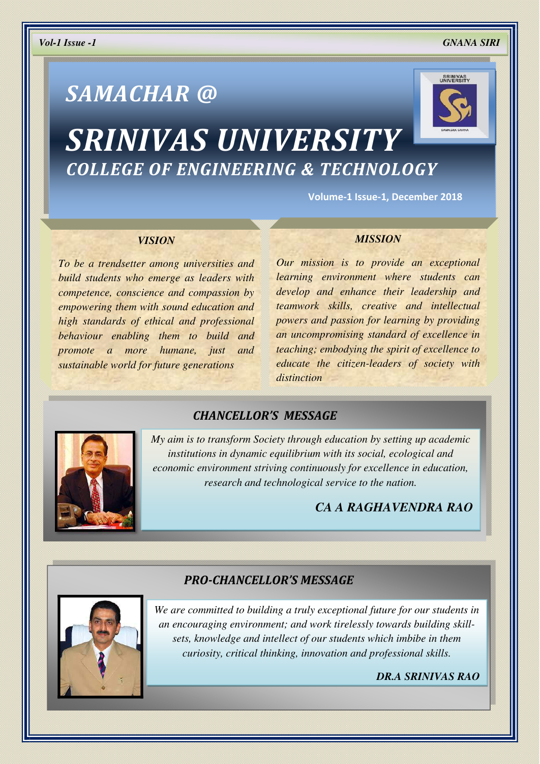# SAMACHAR @

# SRINIVAS UNIVERSITY

## COLLEGE OF ENGINEERING & TECHNOLOGY

**Volume-1 Issue-1, December 2018**

### VISION

*To be a trendsetter among universities and build students who emerge as leaders with competence, conscience and compassion by empowering them with sound education and high standards of ethical and professional behaviour enabling them to build and promote a more humane, just and sustainable world for future generations*

### MISSION

*Our mission is to provide an exceptional learning environment where students can develop and enhance their leadership and teamwork skills, creative and intellectual powers and passion for learning by providing an uncompromising standard of excellence in teaching; embodying the spirit of excellence to educate the citizen-leaders of society with distinction*

### CHANCELLOR'S MESSAGE

*My aim is to transform Society through education by setting up academic institutions in dynamic equilibrium with its social, ecological and economic environment striving continuously for excellence in education, research and technological service to the nation.*

***CA A RAGHAVENDRA RAO***

### PRO-CHANCELLOR'S MESSAGE

*We are committed to building a truly exceptional future for our students in an encouraging environment; and work tirelessly towards building skill-sets, knowledge and intellect of our students which imbibe in them curiosity, critical thinking, innovation and professional skills.*

***DR.A SRINIVAS RAO***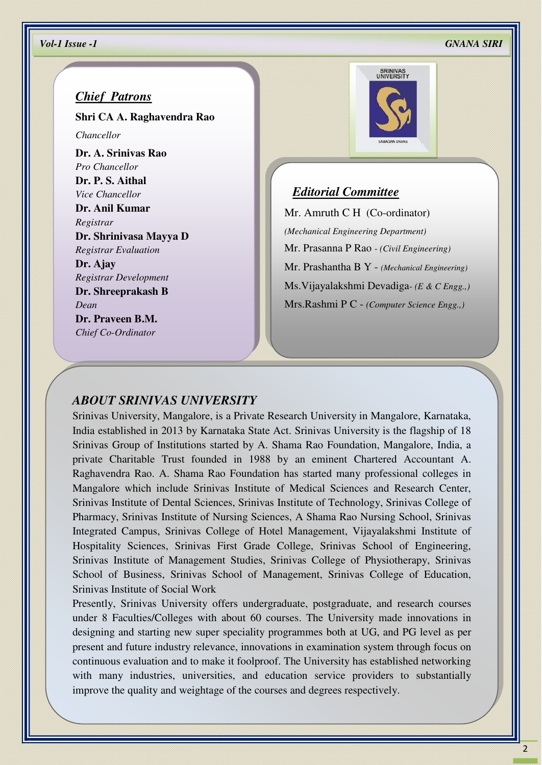## *Chief Patrons*

**Shri CA A. Raghavendra Rao**
*Chancellor*

**Dr. A. Srinivas Rao**
*Pro Chancellor*

**Dr. P. S. Aithal**
*Vice Chancellor*

**Dr. Anil Kumar**
*Registrar*

**Dr. Shrinivasa Mayya D**
*Registrar Evaluation*

**Dr. Ajay**
*Registrar Development*

**Dr. Shreeprakash B**
*Dean*

**Dr. Praveen B.M.**
*Chief Co-Ordinator*

## *Editorial Committee*

Mr. Amruth C H (Co-ordinator)
*(Mechanical Engineering Department)*

Mr. Prasanna P Rao - *(Civil Engineering)*

Mr. Prashantha B Y - *(Mechanical Engineering)*

Ms.Vijayalakshmi Devadiga- *(E & C Engg.,)*

Mrs.Rashmi P C - *(Computer Science Engg.,)*

## *ABOUT SRINIVAS UNIVERSITY*

Srinivas University, Mangalore, is a Private Research University in Mangalore, Karnataka, India established in 2013 by Karnataka State Act. Srinivas University is the flagship of 18 Srinivas Group of Institutions started by A. Shama Rao Foundation, Mangalore, India, a private Charitable Trust founded in 1988 by an eminent Chartered Accountant A. Raghavendra Rao. A. Shama Rao Foundation has started many professional colleges in Mangalore which include Srinivas Institute of Medical Sciences and Research Center, Srinivas Institute of Dental Sciences, Srinivas Institute of Technology, Srinivas College of Pharmacy, Srinivas Institute of Nursing Sciences, A Shama Rao Nursing School, Srinivas Integrated Campus, Srinivas College of Hotel Management, Vijayalakshmi Institute of Hospitality Sciences, Srinivas First Grade College, Srinivas School of Engineering, Srinivas Institute of Management Studies, Srinivas College of Physiotherapy, Srinivas School of Business, Srinivas School of Management, Srinivas College of Education, Srinivas Institute of Social Work

Presently, Srinivas University offers undergraduate, postgraduate, and research courses under 8 Faculties/Colleges with about 60 courses. The University made innovations in designing and starting new super speciality programmes both at UG, and PG level as per present and future industry relevance, innovations in examination system through focus on continuous evaluation and to make it foolproof. The University has established networking with many industries, universities, and education service providers to substantially improve the quality and weightage of the courses and degrees respectively.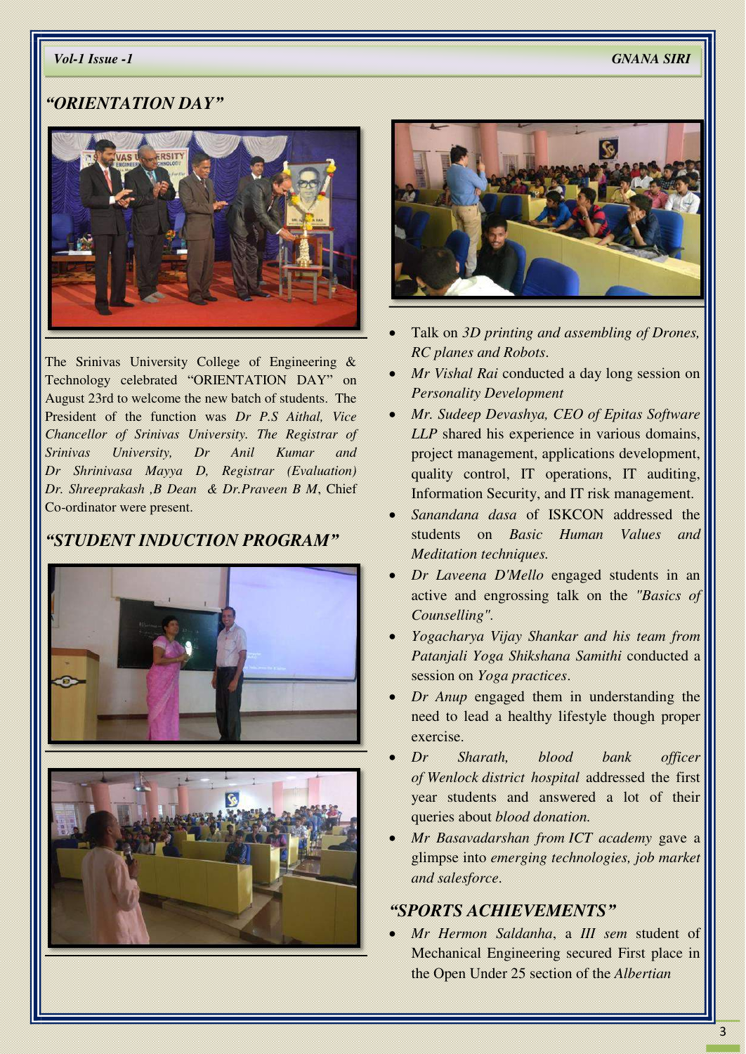## *"ORIENTATION DAY"*

The Srinivas University College of Engineering & Technology celebrated "ORIENTATION DAY" on August 23rd to welcome the new batch of students. The President of the function was *Dr P.S Aithal, Vice Chancellor of Srinivas University. The Registrar of Srinivas University, Dr Anil Kumar and Dr Shrinivasa Mayya D, Registrar (Evaluation) Dr. Shreeprakash ,B Dean & Dr.Praveen B M*, Chief Co-ordinator were present.

## *"STUDENT INDUCTION PROGRAM"*

- Talk on *3D printing and assembling of Drones, RC planes and Robots*.
- *Mr Vishal Rai* conducted a day long session on *Personality Development*
- *Mr. Sudeep Devashya, CEO of Epitas Software LLP* shared his experience in various domains, project management, applications development, quality control, IT operations, IT auditing, Information Security, and IT risk management.
- *Sanandana dasa* of ISKCON addressed the students on *Basic Human Values and Meditation techniques.*
- *Dr Laveena D'Mello* engaged students in an active and engrossing talk on the *"Basics of Counselling".*
- *Yogacharya Vijay Shankar and his team from Patanjali Yoga Shikshana Samithi* conducted a session on *Yoga practices*.
- *Dr Anup* engaged them in understanding the need to lead a healthy lifestyle though proper exercise.
- *Dr Sharath, blood bank officer of Wenlock district hospital* addressed the first year students and answered a lot of their queries about *blood donation.*
- *Mr Basavadarshan from ICT academy* gave a glimpse into *emerging technologies, job market and salesforce*.

## *"SPORTS ACHIEVEMENTS"*

- *Mr Hermon Saldanha*, a *III sem* student of Mechanical Engineering secured First place in the Open Under 25 section of the *Albertian*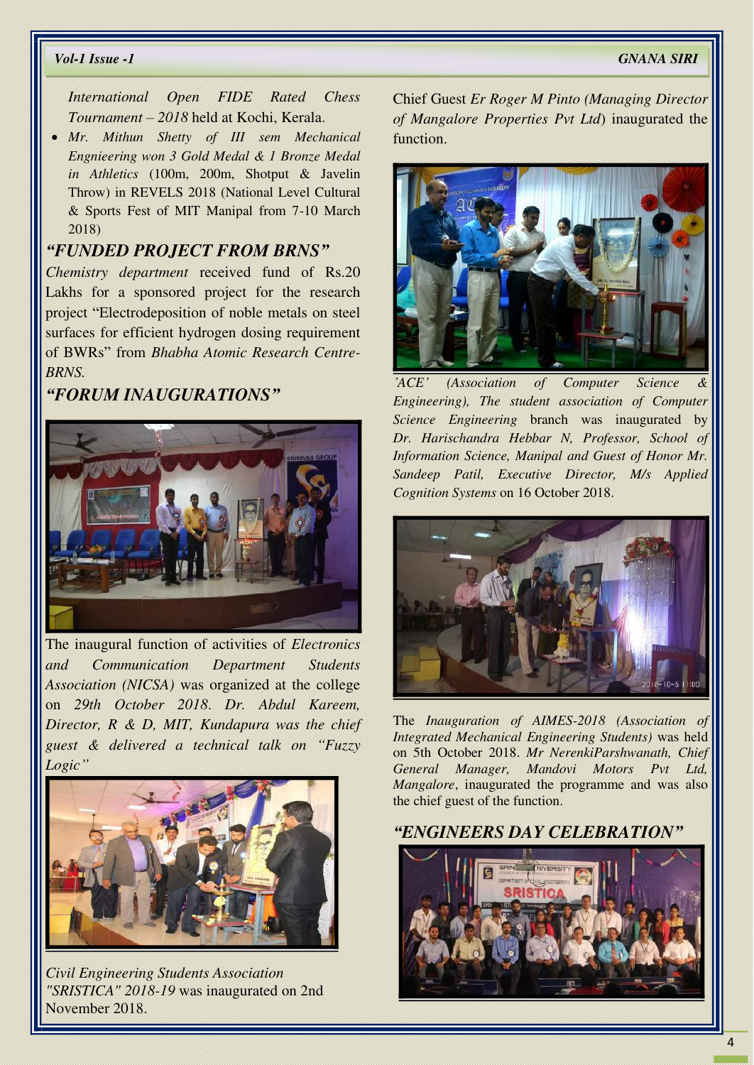*International Open FIDE Rated Chess Tournament – 2018* held at Kochi, Kerala.

- *Mr. Mithun Shetty of III sem Mechanical Engnieering won 3 Gold Medal & 1 Bronze Medal in Athletics* (100m, 200m, Shotput & Javelin Throw) in REVELS 2018 (National Level Cultural & Sports Fest of MIT Manipal from 7-10 March 2018)

## *"FUNDED PROJECT FROM BRNS"*

*Chemistry department* received fund of Rs.20 Lakhs for a sponsored project for the research project "Electrodeposition of noble metals on steel surfaces for efficient hydrogen dosing requirement of BWRs" from *Bhabha Atomic Research Centre-BRNS.*

## *"FORUM INAUGURATIONS"*

The inaugural function of activities of *Electronics and Communication Department Students Association (NICSA)* was organized at the college on *29th October 2018. Dr. Abdul Kareem, Director, R & D, MIT, Kundapura was the chief guest & delivered a technical talk on "Fuzzy Logic"*

*Civil Engineering Students Association "SRISTICA" 2018-19* was inaugurated on 2nd November 2018.

Chief Guest *Er Roger M Pinto (Managing Director of Mangalore Properties Pvt Ltd*) inaugurated the function.

*'ACE' (Association of Computer Science & Engineering), The student association of Computer Science Engineering* branch was inaugurated by *Dr. Harischandra Hebbar N, Professor, School of Information Science, Manipal and Guest of Honor Mr. Sandeep Patil, Executive Director, M/s Applied Cognition Systems* on 16 October 2018.

The *Inauguration of AIMES-2018 (Association of Integrated Mechanical Engineering Students)* was held on 5th October 2018. *Mr NerenkiParshwanath, Chief General Manager, Mandovi Motors Pvt Ltd, Mangalore*, inaugurated the programme and was also the chief guest of the function.

## *"ENGINEERS DAY CELEBRATION"*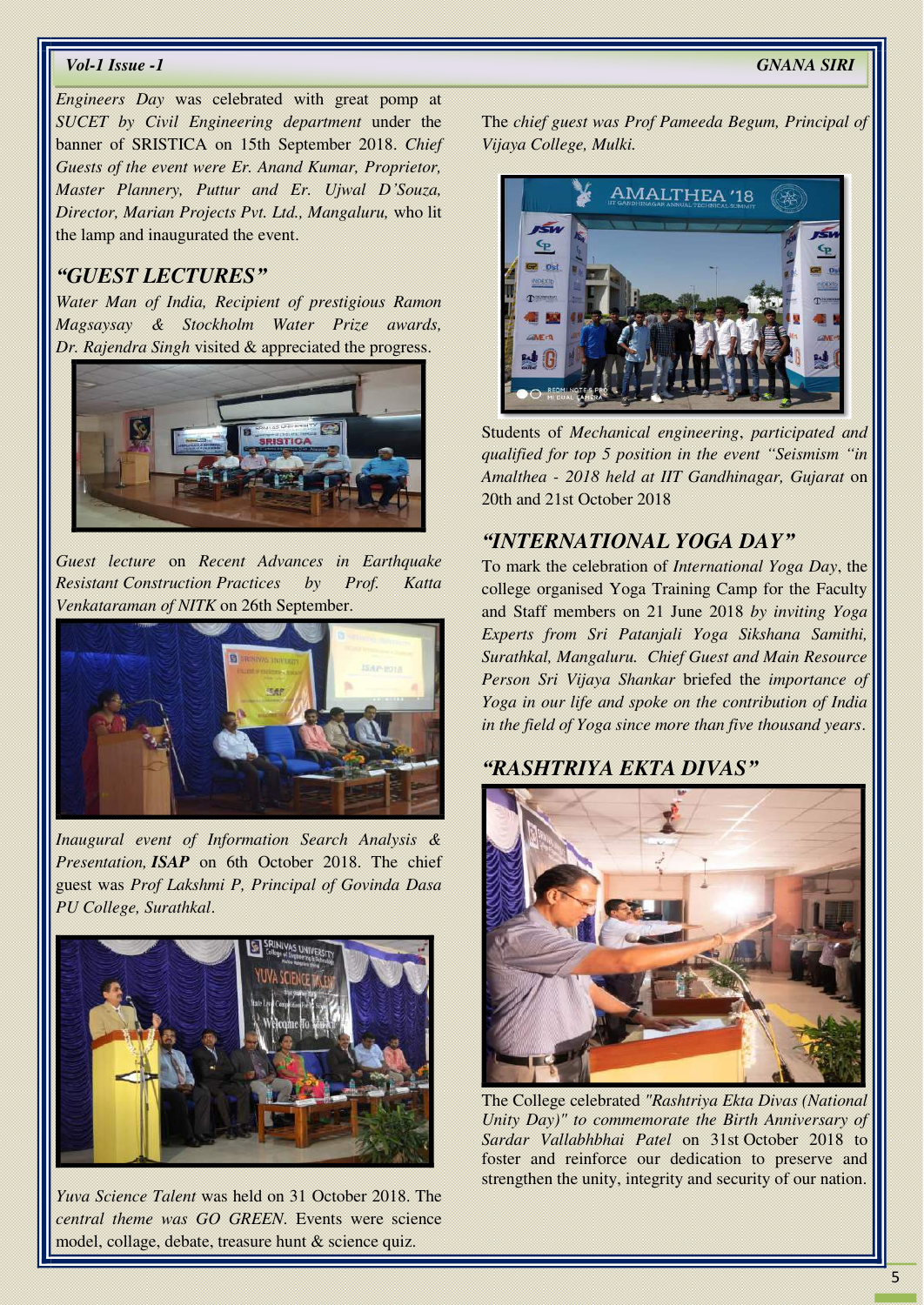*Engineers Day* was celebrated with great pomp at *SUCET by Civil Engineering department* under the banner of SRISTICA on 15th September 2018. *Chief Guests of the event were Er. Anand Kumar, Proprietor, Master Plannery, Puttur and Er. Ujwal D'Souza, Director, Marian Projects Pvt. Ltd., Mangaluru,* who lit the lamp and inaugurated the event.

## *"GUEST LECTURES"*

*Water Man of India, Recipient of prestigious Ramon Magsaysay & Stockholm Water Prize awards, Dr. Rajendra Singh* visited & appreciated the progress.

*Guest lecture* on *Recent Advances in Earthquake Resistant Construction Practices by Prof. Katta Venkataraman of NITK* on 26th September.

*Inaugural event of Information Search Analysis & Presentation,* ***ISAP*** on 6th October 2018. The chief guest was *Prof Lakshmi P, Principal of Govinda Dasa PU College, Surathkal*.

*Yuva Science Talent* was held on 31 October 2018. The *central theme was GO GREEN.* Events were science model, collage, debate, treasure hunt & science quiz.

The *chief guest was Prof Pameeda Begum, Principal of Vijaya College, Mulki.*

Students of *Mechanical engineering*, *participated and qualified for top 5 position in the event "Seismism "in Amalthea - 2018 held at IIT Gandhinagar, Gujarat* on 20th and 21st October 2018

## *"INTERNATIONAL YOGA DAY"*

To mark the celebration of *International Yoga Day*, the college organised Yoga Training Camp for the Faculty and Staff members on 21 June 2018 *by inviting Yoga Experts from Sri Patanjali Yoga Sikshana Samithi, Surathkal, Mangaluru. Chief Guest and Main Resource Person Sri Vijaya Shankar* briefed the *importance of Yoga in our life and spoke on the contribution of India in the field of Yoga since more than five thousand years*.

## *"RASHTRIYA EKTA DIVAS"*

The College celebrated *"Rashtriya Ekta Divas (National Unity Day)" to commemorate the Birth Anniversary of Sardar Vallabhbhai Patel* on 31st October 2018 to foster and reinforce our dedication to preserve and strengthen the unity, integrity and security of our nation.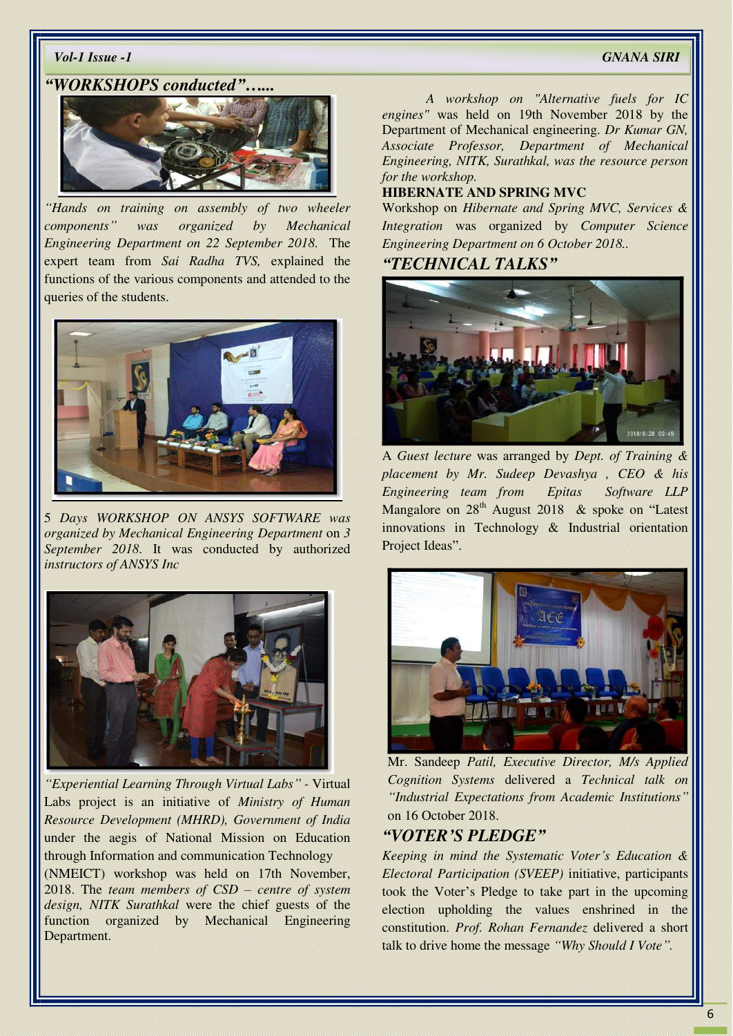## *"WORKSHOPS conducted"…...*

*"Hands on training on assembly of two wheeler components" was organized by Mechanical Engineering Department on 22 September 2018.* The expert team from *Sai Radha TVS,* explained the functions of the various components and attended to the queries of the students.

5 *Days WORKSHOP ON ANSYS SOFTWARE was organized by Mechanical Engineering Department* on *3 September 2018.* It was conducted by authorized *instructors of ANSYS Inc*

*"Experiential Learning Through Virtual Labs"* - Virtual Labs project is an initiative of *Ministry of Human Resource Development (MHRD), Government of India* under the aegis of National Mission on Education through Information and communication Technology (NMEICT) workshop was held on 17th November, 2018. The *team members of CSD – centre of system design, NITK Surathkal* were the chief guests of the function organized by Mechanical Engineering Department.

*A workshop on "Alternative fuels for IC engines"* was held on 19th November 2018 by the Department of Mechanical engineering. *Dr Kumar GN, Associate Professor, Department of Mechanical Engineering, NITK, Surathkal, was the resource person for the workshop.*

**HIBERNATE AND SPRING MVC**

Workshop on *Hibernate and Spring MVC, Services & Integration* was organized by *Computer Science Engineering Department on 6 October 2018..*

## *"TECHNICAL TALKS"*

A *Guest lecture* was arranged by *Dept. of Training & placement by Mr. Sudeep Devashya , CEO & his Engineering team from Epitas Software LLP* Mangalore on 28th August 2018 & spoke on "Latest innovations in Technology & Industrial orientation Project Ideas".

Mr. Sandeep *Patil, Executive Director, M/s Applied Cognition Systems* delivered a *Technical talk on "Industrial Expectations from Academic Institutions"* on 16 October 2018.

## *"VOTER'S PLEDGE"*

*Keeping in mind the Systematic Voter's Education & Electoral Participation (SVEEP)* initiative, participants took the Voter's Pledge to take part in the upcoming election upholding the values enshrined in the constitution. *Prof. Rohan Fernandez* delivered a short talk to drive home the message *"Why Should I Vote".*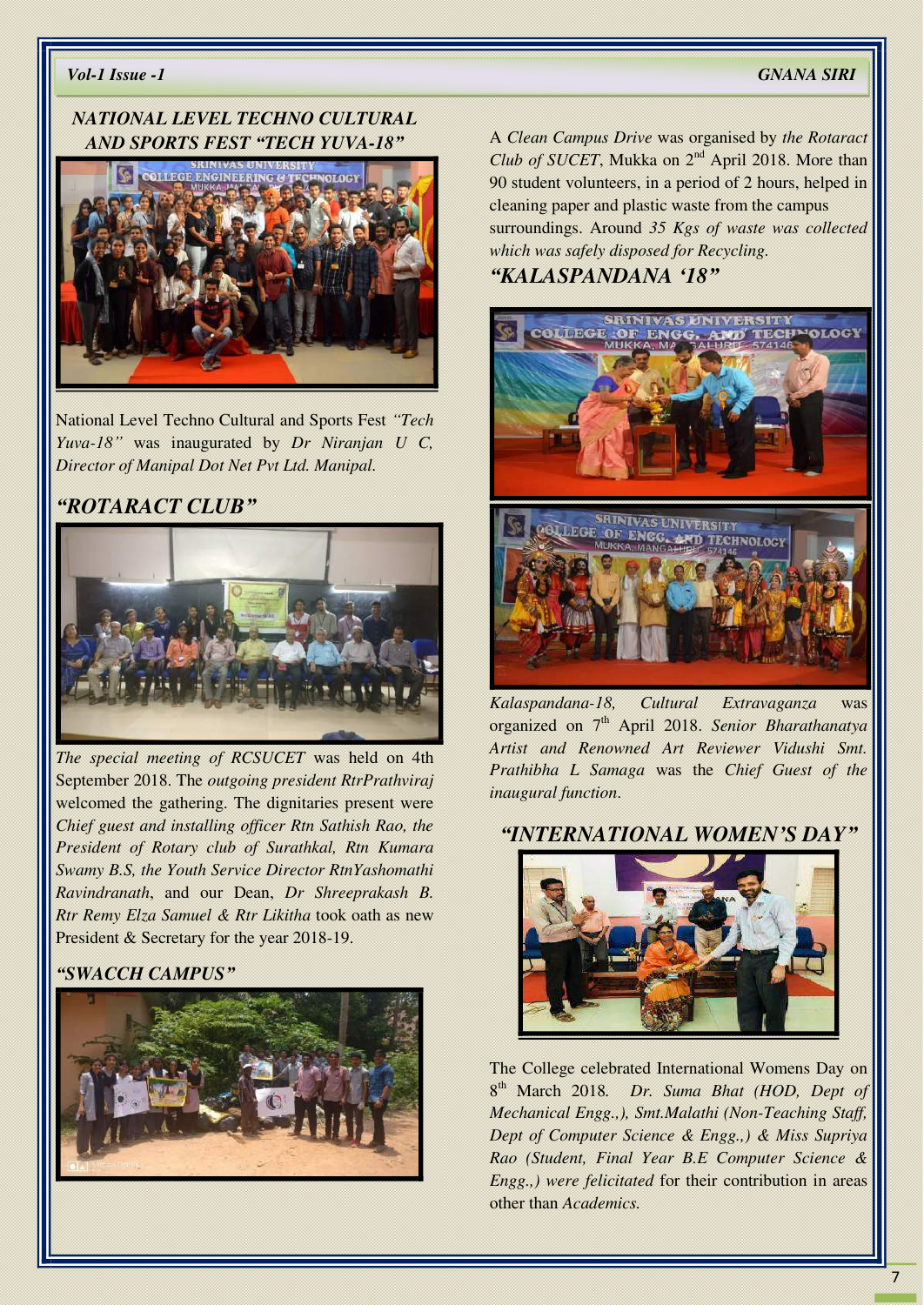## NATIONAL LEVEL TECHNO CULTURAL AND SPORTS FEST "TECH YUVA-18"

National Level Techno Cultural and Sports Fest *"Tech Yuva-18"* was inaugurated by *Dr Niranjan U C, Director of Manipal Dot Net Pvt Ltd. Manipal.*

## "ROTARACT CLUB"

*The special meeting of RCSUCET* was held on 4th September 2018. The *outgoing president RtrPrathviraj* welcomed the gathering. The dignitaries present were *Chief guest and installing officer Rtn Sathish Rao, the President of Rotary club of Surathkal, Rtn Kumara Swamy B.S, the Youth Service Director RtnYashomathi Ravindranath*, and our Dean, *Dr Shreeprakash B. Rtr Remy Elza Samuel & Rtr Likitha* took oath as new President & Secretary for the year 2018-19.

## "SWACCH CAMPUS"

A *Clean Campus Drive* was organised by *the Rotaract Club of SUCET*, Mukka on 2nd April 2018. More than 90 student volunteers, in a period of 2 hours, helped in cleaning paper and plastic waste from the campus surroundings. Around *35 Kgs of waste was collected which was safely disposed for Recycling.*

## "KALASPANDANA '18"

*Kalaspandana-18, Cultural Extravaganza* was organized on 7th April 2018. *Senior Bharathanatya Artist and Renowned Art Reviewer Vidushi Smt. Prathibha L Samaga* was the *Chief Guest of the inaugural function*.

## "INTERNATIONAL WOMEN'S DAY"

The College celebrated International Womens Day on 8th March 2018. *Dr. Suma Bhat (HOD, Dept of Mechanical Engg.,), Smt.Malathi (Non-Teaching Staff, Dept of Computer Science & Engg.,) & Miss Supriya Rao (Student, Final Year B.E Computer Science & Engg.,) were felicitated* for their contribution in areas other than *Academics.*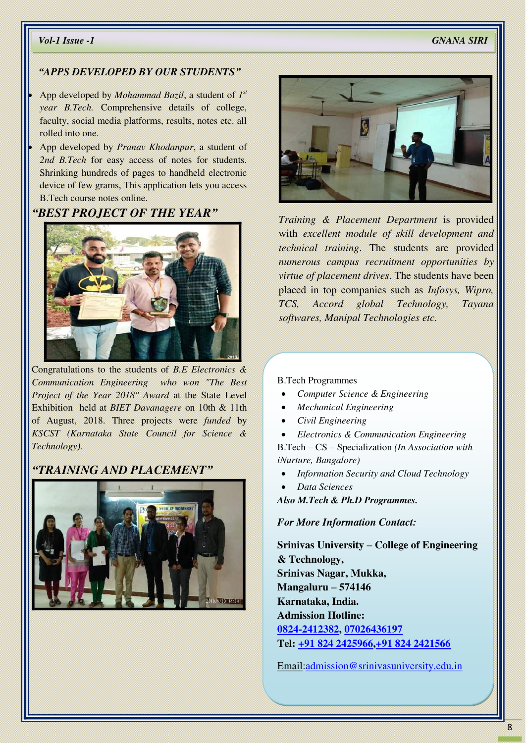## *"APPS DEVELOPED BY OUR STUDENTS"*

- App developed by *Mohammad Bazil*, a student of *1st year B.Tech.* Comprehensive details of college, faculty, social media platforms, results, notes etc. all rolled into one.
- App developed by *Pranav Khodanpur*, a student of *2nd B.Tech* for easy access of notes for students. Shrinking hundreds of pages to handheld electronic device of few grams, This application lets you access B.Tech course notes online.

## *"BEST PROJECT OF THE YEAR"*

Congratulations to the students of *B.E Electronics & Communication Engineering* who won *"The Best Project of the Year 2018" Award* at the State Level Exhibition held at *BIET Davanagere* on 10th & 11th of August, 2018. Three projects were *funded* by *KSCST (Karnataka State Council for Science & Technology).*

## *"TRAINING AND PLACEMENT"*

*Training & Placement Department* is provided with *excellent module of skill development and technical training*. The students are provided *numerous campus recruitment opportunities by virtue of placement drives*. The students have been placed in top companies such as *Infosys, Wipro, TCS, Accord global Technology, Tayana softwares, Manipal Technologies etc.*

B.Tech Programmes

- *Computer Science & Engineering*
- *Mechanical Engineering*
- *Civil Engineering*
- *Electronics & Communication Engineering*

B.Tech – CS – Specialization *(In Association with iNurture, Bangalore)*

- *Information Security and Cloud Technology*
- *Data Sciences*

***Also M.Tech & Ph.D Programmes.***

***For More Information Contact:***

**Srinivas University – College of Engineering & Technology,**
**Srinivas Nagar, Mukka,**
**Mangaluru – 574146**
**Karnataka, India.**
**Admission Hotline:**
**0824-2412382, 07026436197**
**Tel: +91 824 2425966,+91 824 2421566**

Email:admission@srinivasuniversity.edu.in